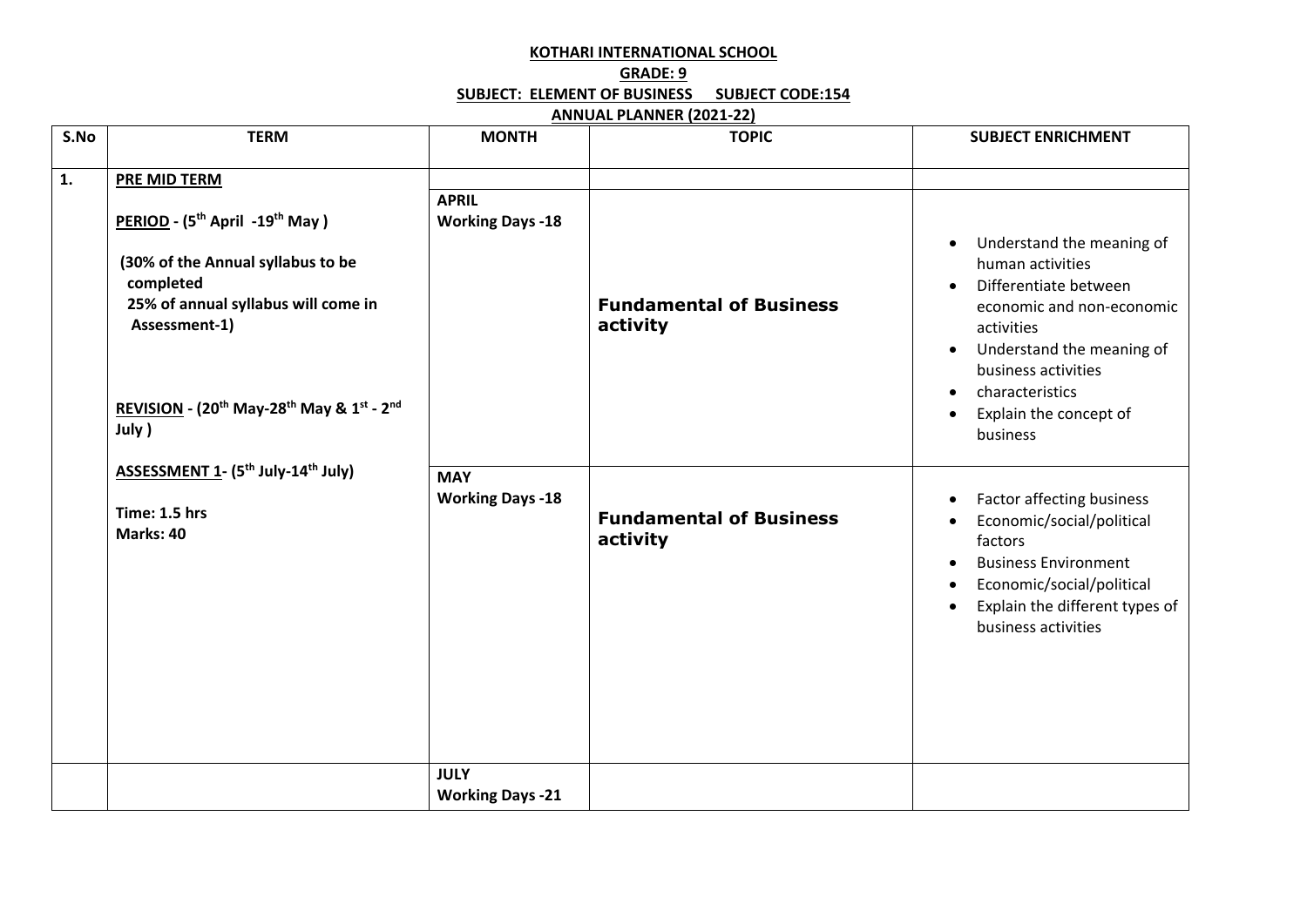**KOTHARI INTERNATIONAL SCHOOL**

**GRADE: 9**

**SUBJECT: ELEMENT OF BUSINESS SUBJECT CODE:154**

**ANNUAL PLANNER (2021-22)**

| S.No | TERM | MONTH | TOPIC | SUBJECT ENRICHMENT |
|---|---|---|---|---|
| **1.** | **PRE MID TERM**<br><br>**PERIOD - (5th April -19th May )**<br><br>**(30% of the Annual syllabus to be completed<br>25% of annual syllabus will come in Assessment-1)**<br><br>**REVISION - (20th May-28th May & 1st - 2nd July )**<br><br>**ASSESSMENT 1- (5th July-14th July)**<br><br>**Time: 1.5 hrs**<br>**Marks: 40** | **APRIL**<br>**Working Days -18** | **Fundamental of Business activity** | • Understand the meaning of human activities<br>• Differentiate between economic and non-economic activities<br>• Understand the meaning of business activities<br>• characteristics<br>• Explain the concept of business |
| | | **MAY**<br>**Working Days -18** | **Fundamental of Business activity** | • Factor affecting business<br>• Economic/social/political factors<br>• Business Environment<br>• Economic/social/political<br>• Explain the different types of business activities |
| | | **JULY**<br>**Working Days -21** | | |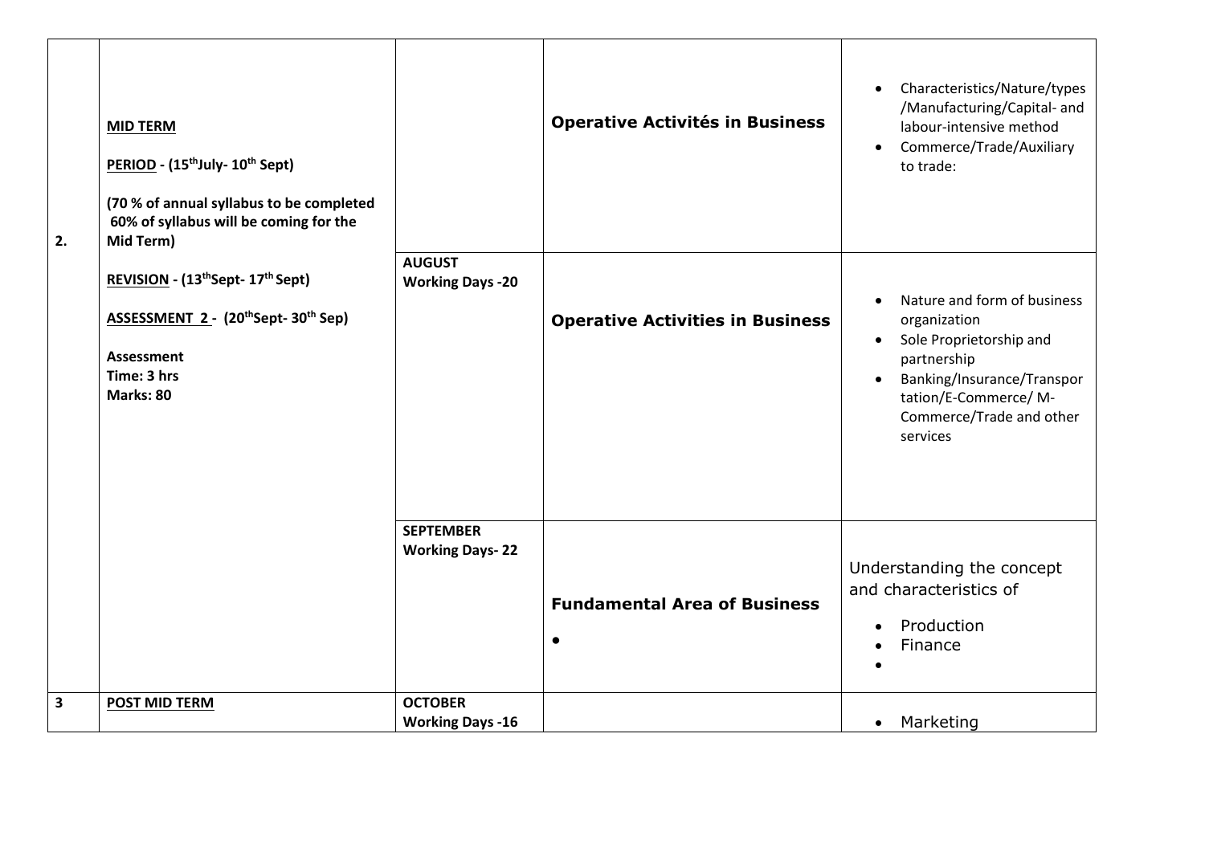| | | | | |
|---|---|---|---|---|
| 2. | **MID TERM**<br><br>**PERIOD - (15th July- 10th Sept)**<br><br>**(70 % of annual syllabus to be completed 60% of syllabus will be coming for the Mid Term)**<br><br>**REVISION - (13th Sept- 17th Sept)**<br><br>**ASSESSMENT 2 - (20th Sept- 30th Sep)**<br><br>**Assessment**<br>**Time: 3 hrs**<br>**Marks: 80** | | **Operative Activités in Business** | • Characteristics/Nature/types /Manufacturing/Capital- and labour-intensive method<br>• Commerce/Trade/Auxiliary to trade: |
| | | **AUGUST**<br>**Working Days -20** | **Operative Activities in Business** | • Nature and form of business organization<br>• Sole Proprietorship and partnership<br>• Banking/Insurance/Transportation/E-Commerce/ M-Commerce/Trade and other services |
| | | **SEPTEMBER**<br>**Working Days- 22** | **Fundamental Area of Business**<br>• | Understanding the concept and characteristics of<br>• Production<br>• Finance<br>• |
| 3 | **POST MID TERM** | **OCTOBER**<br>**Working Days -16** | | • Marketing |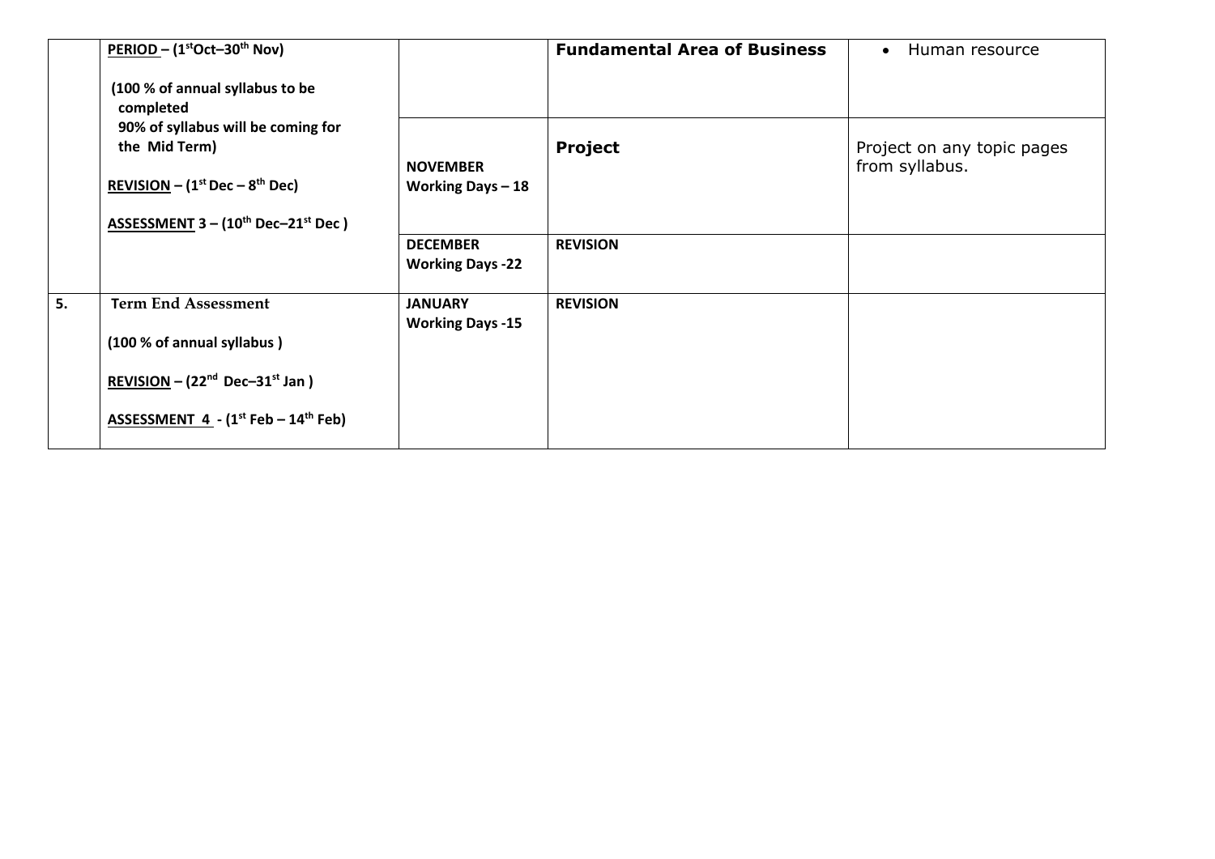| | | | | |
|---|---|---|---|---|
| | **PERIOD – (1st Oct–30th Nov)**<br><br>**(100 % of annual syllabus to be completed**<br>**90% of syllabus will be coming for the Mid Term)**<br><br>**REVISION – (1st Dec – 8th Dec)**<br><br>**ASSESSMENT 3 – (10th Dec–21st Dec )** | | **Fundamental Area of Business** | • Human resource |
| | | **NOVEMBER**<br>**Working Days – 18** | **Project** | Project on any topic pages from syllabus. |
| | | **DECEMBER**<br>**Working Days -22** | **REVISION** | |
| **5.** | **Term End Assessment**<br><br>**(100 % of annual syllabus )**<br><br>**REVISION – (22nd Dec–31st Jan )**<br><br>**ASSESSMENT 4 - (1st Feb – 14th Feb)** | **JANUARY**<br>**Working Days -15** | **REVISION** | |